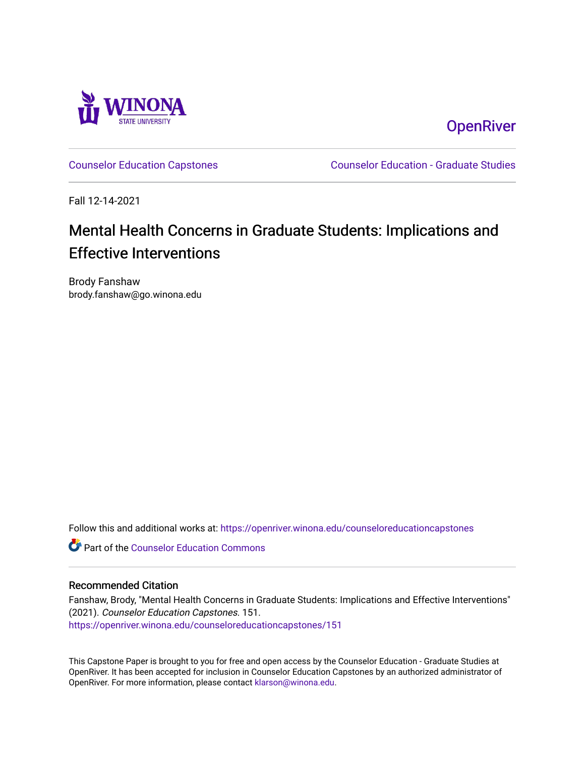Winona State University

OpenRiver

Counselor Education Capstones

Counselor Education - Graduate Studies

Fall 12-14-2021

# Mental Health Concerns in Graduate Students: Implications and Effective Interventions

Brody Fanshaw
brody.fanshaw@go.winona.edu

Follow this and additional works at: https://openriver.winona.edu/counseloreducationcapstones

Part of the Counselor Education Commons

## Recommended Citation

Fanshaw, Brody, "Mental Health Concerns in Graduate Students: Implications and Effective Interventions" (2021). *Counselor Education Capstones*. 151.
https://openriver.winona.edu/counseloreducationcapstones/151

This Capstone Paper is brought to you for free and open access by the Counselor Education - Graduate Studies at OpenRiver. It has been accepted for inclusion in Counselor Education Capstones by an authorized administrator of OpenRiver. For more information, please contact klarson@winona.edu.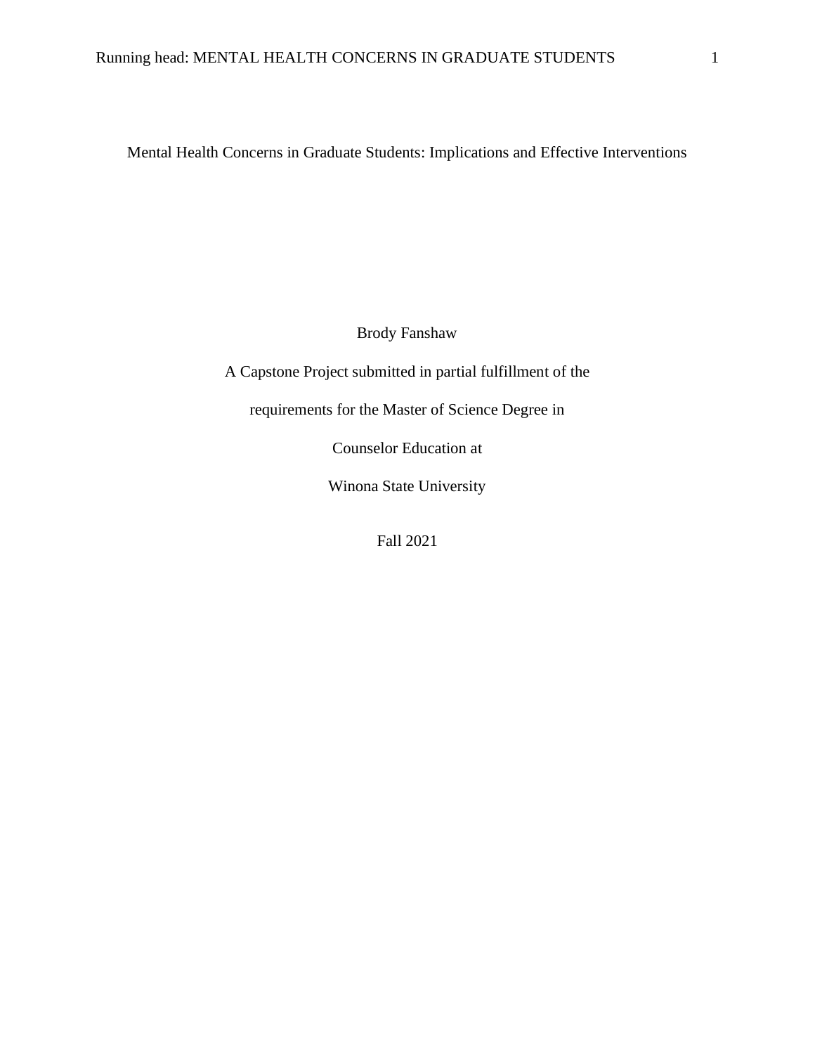# Mental Health Concerns in Graduate Students: Implications and Effective Interventions

Brody Fanshaw

A Capstone Project submitted in partial fulfillment of the

requirements for the Master of Science Degree in

Counselor Education at

Winona State University

Fall 2021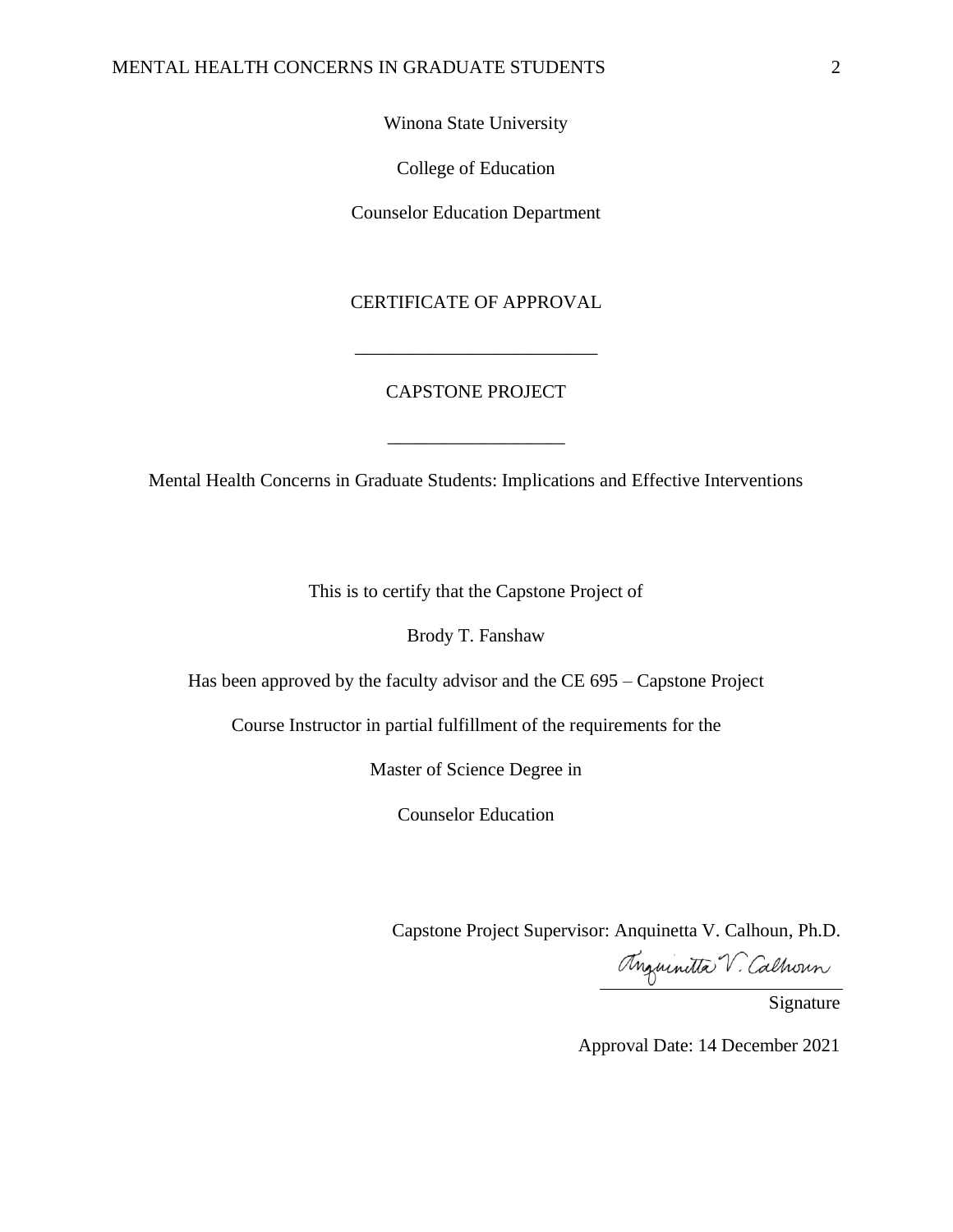Winona State University

College of Education

Counselor Education Department

CERTIFICATE OF APPROVAL

\_\_\_\_\_\_\_\_\_\_\_\_\_\_\_\_\_\_\_\_\_\_\_\_\_\_

CAPSTONE PROJECT

\_\_\_\_\_\_\_\_\_\_\_\_\_\_\_\_\_\_\_

Mental Health Concerns in Graduate Students: Implications and Effective Interventions

This is to certify that the Capstone Project of

Brody T. Fanshaw

Has been approved by the faculty advisor and the CE 695 – Capstone Project

Course Instructor in partial fulfillment of the requirements for the

Master of Science Degree in

Counselor Education

Capstone Project Supervisor: Anquinetta V. Calhoun, Ph.D.

Anquinetta V. Calhoun

Signature

Approval Date: 14 December 2021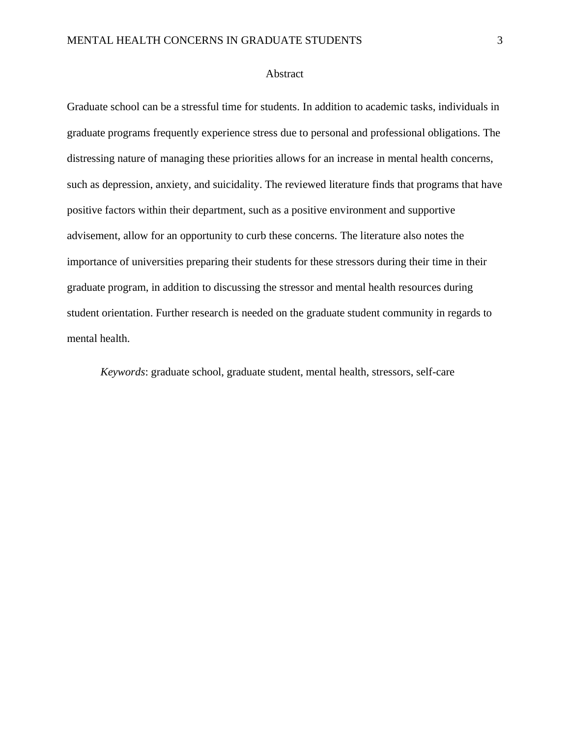# Abstract

Graduate school can be a stressful time for students. In addition to academic tasks, individuals in graduate programs frequently experience stress due to personal and professional obligations. The distressing nature of managing these priorities allows for an increase in mental health concerns, such as depression, anxiety, and suicidality. The reviewed literature finds that programs that have positive factors within their department, such as a positive environment and supportive advisement, allow for an opportunity to curb these concerns. The literature also notes the importance of universities preparing their students for these stressors during their time in their graduate program, in addition to discussing the stressor and mental health resources during student orientation. Further research is needed on the graduate student community in regards to mental health.

*Keywords*: graduate school, graduate student, mental health, stressors, self-care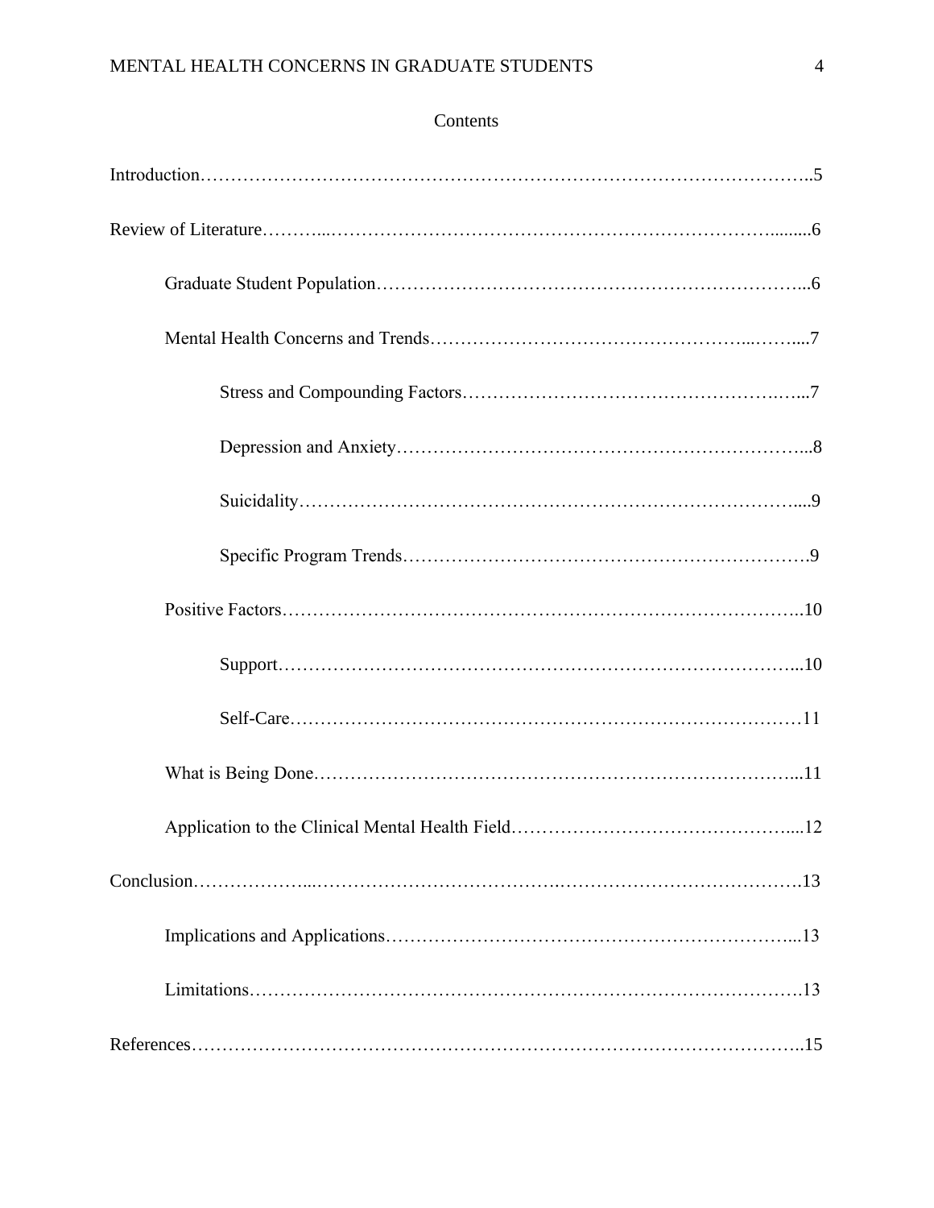# Contents

Introduction……………………………………………………………………………………..5

Review of Literature………..……………………………………………………………….........6

Graduate Student Population…………………………………………………………...6

Mental Health Concerns and Trends…………………………………………...……....7

Stress and Compounding Factors……………………………………….…...7

Depression and Anxiety…………………….…………………….…………...8

Suicidality…………………………………….…………………………….....9

Specific Program Trends……………………………………………………….9

Positive Factors………………………………………………………………………..10

Support………………………………………………………………………...10

Self-Care……………………………………………………….………………11

What is Being Done…………………………………………………………………...11

Application to the Clinical Mental Health Field……………………………………....12

Conclusion………………...…………………………………..………………………………….13

Implications and Applications…………………………………………………………...13

Limitations…………………………………………………………………………….13

References………………………………….…………………………………………………..15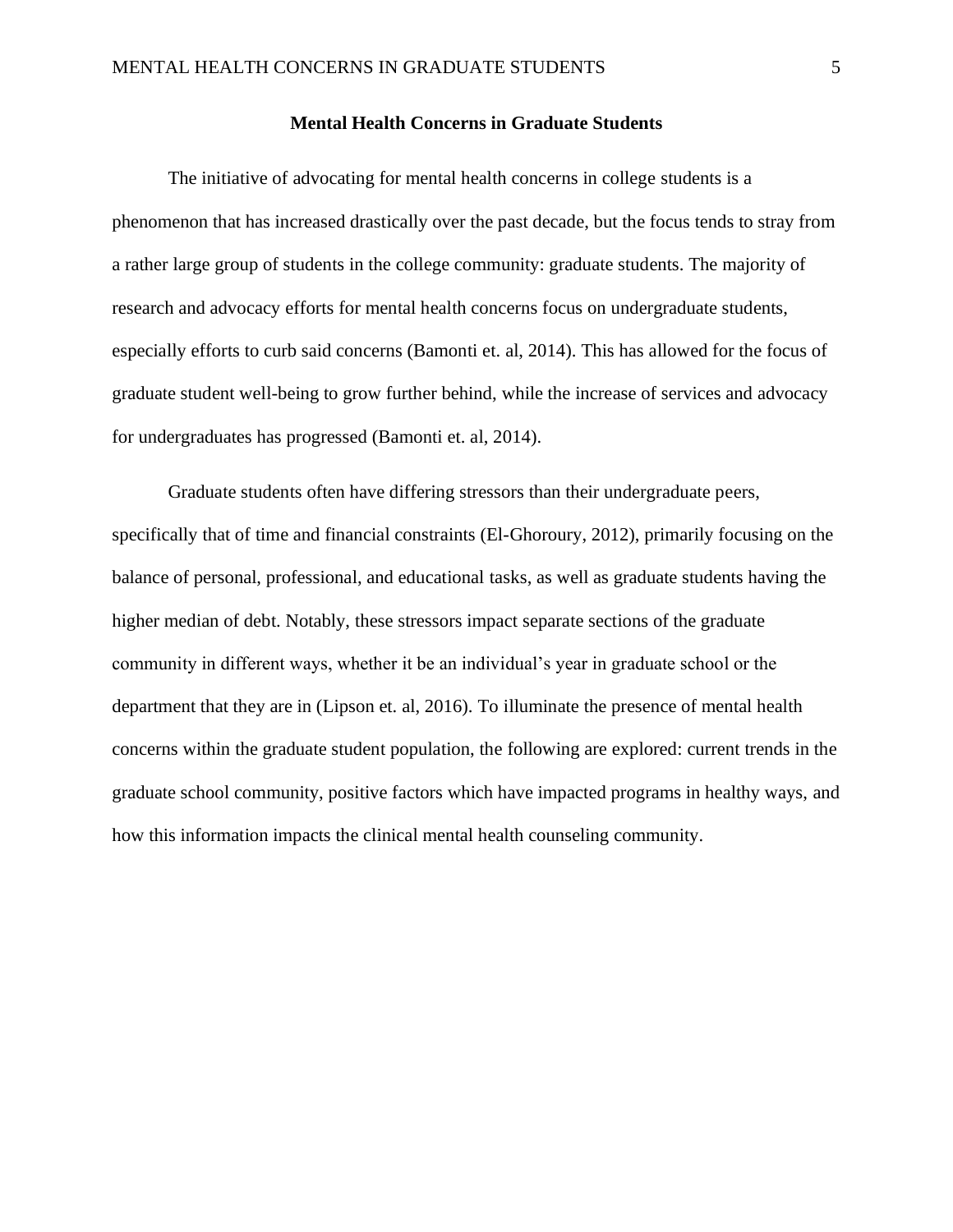# Mental Health Concerns in Graduate Students

The initiative of advocating for mental health concerns in college students is a phenomenon that has increased drastically over the past decade, but the focus tends to stray from a rather large group of students in the college community: graduate students. The majority of research and advocacy efforts for mental health concerns focus on undergraduate students, especially efforts to curb said concerns (Bamonti et. al, 2014). This has allowed for the focus of graduate student well-being to grow further behind, while the increase of services and advocacy for undergraduates has progressed (Bamonti et. al, 2014).

Graduate students often have differing stressors than their undergraduate peers, specifically that of time and financial constraints (El-Ghoroury, 2012), primarily focusing on the balance of personal, professional, and educational tasks, as well as graduate students having the higher median of debt. Notably, these stressors impact separate sections of the graduate community in different ways, whether it be an individual's year in graduate school or the department that they are in (Lipson et. al, 2016). To illuminate the presence of mental health concerns within the graduate student population, the following are explored: current trends in the graduate school community, positive factors which have impacted programs in healthy ways, and how this information impacts the clinical mental health counseling community.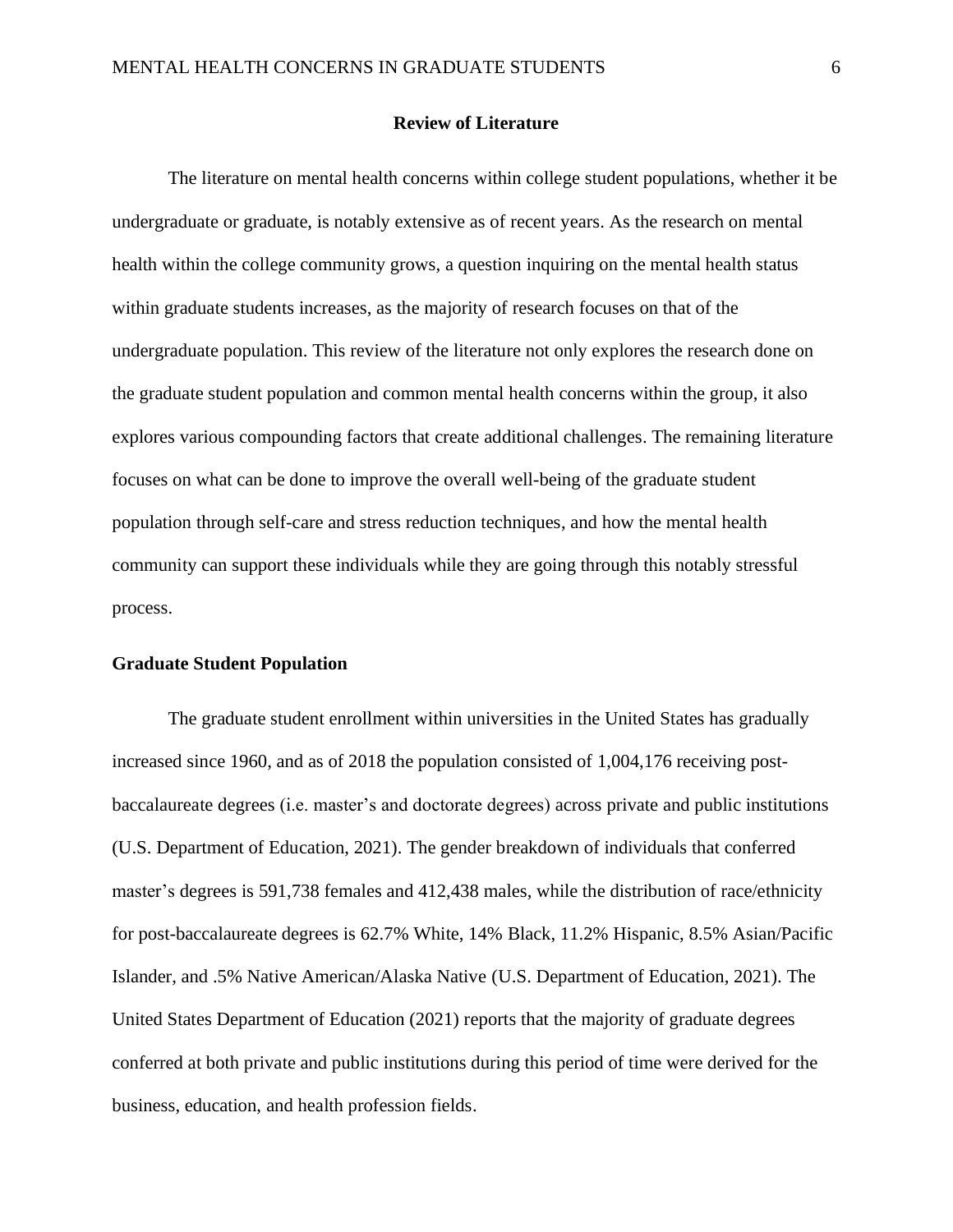## Review of Literature

The literature on mental health concerns within college student populations, whether it be undergraduate or graduate, is notably extensive as of recent years. As the research on mental health within the college community grows, a question inquiring on the mental health status within graduate students increases, as the majority of research focuses on that of the undergraduate population. This review of the literature not only explores the research done on the graduate student population and common mental health concerns within the group, it also explores various compounding factors that create additional challenges. The remaining literature focuses on what can be done to improve the overall well-being of the graduate student population through self-care and stress reduction techniques, and how the mental health community can support these individuals while they are going through this notably stressful process.

### Graduate Student Population

The graduate student enrollment within universities in the United States has gradually increased since 1960, and as of 2018 the population consisted of 1,004,176 receiving post-baccalaureate degrees (i.e. master's and doctorate degrees) across private and public institutions (U.S. Department of Education, 2021). The gender breakdown of individuals that conferred master's degrees is 591,738 females and 412,438 males, while the distribution of race/ethnicity for post-baccalaureate degrees is 62.7% White, 14% Black, 11.2% Hispanic, 8.5% Asian/Pacific Islander, and .5% Native American/Alaska Native (U.S. Department of Education, 2021). The United States Department of Education (2021) reports that the majority of graduate degrees conferred at both private and public institutions during this period of time were derived for the business, education, and health profession fields.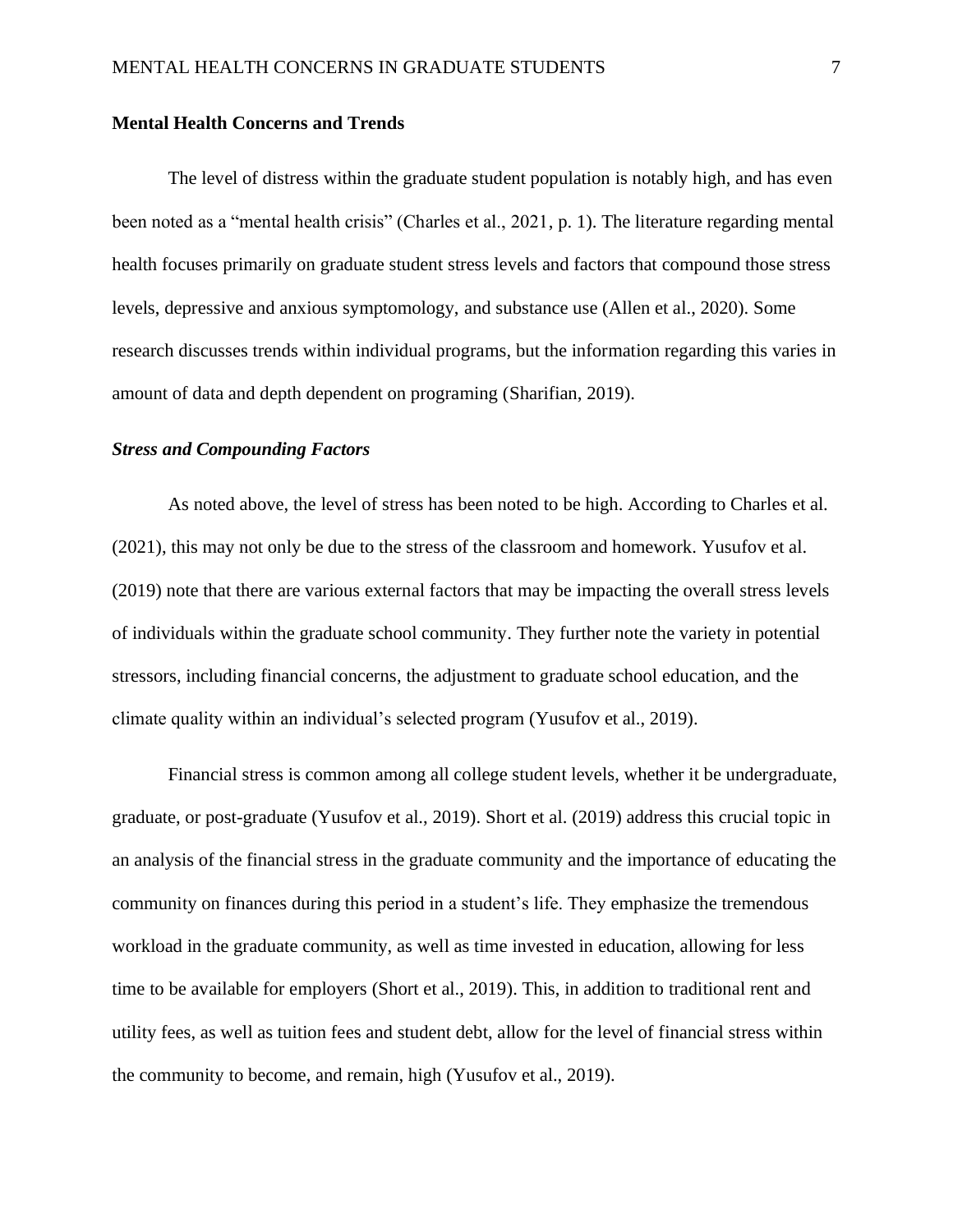## Mental Health Concerns and Trends

The level of distress within the graduate student population is notably high, and has even been noted as a “mental health crisis” (Charles et al., 2021, p. 1). The literature regarding mental health focuses primarily on graduate student stress levels and factors that compound those stress levels, depressive and anxious symptomology, and substance use (Allen et al., 2020). Some research discusses trends within individual programs, but the information regarding this varies in amount of data and depth dependent on programing (Sharifian, 2019).

### *Stress and Compounding Factors*

As noted above, the level of stress has been noted to be high. According to Charles et al. (2021), this may not only be due to the stress of the classroom and homework. Yusufov et al. (2019) note that there are various external factors that may be impacting the overall stress levels of individuals within the graduate school community. They further note the variety in potential stressors, including financial concerns, the adjustment to graduate school education, and the climate quality within an individual’s selected program (Yusufov et al., 2019).

Financial stress is common among all college student levels, whether it be undergraduate, graduate, or post-graduate (Yusufov et al., 2019). Short et al. (2019) address this crucial topic in an analysis of the financial stress in the graduate community and the importance of educating the community on finances during this period in a student’s life. They emphasize the tremendous workload in the graduate community, as well as time invested in education, allowing for less time to be available for employers (Short et al., 2019). This, in addition to traditional rent and utility fees, as well as tuition fees and student debt, allow for the level of financial stress within the community to become, and remain, high (Yusufov et al., 2019).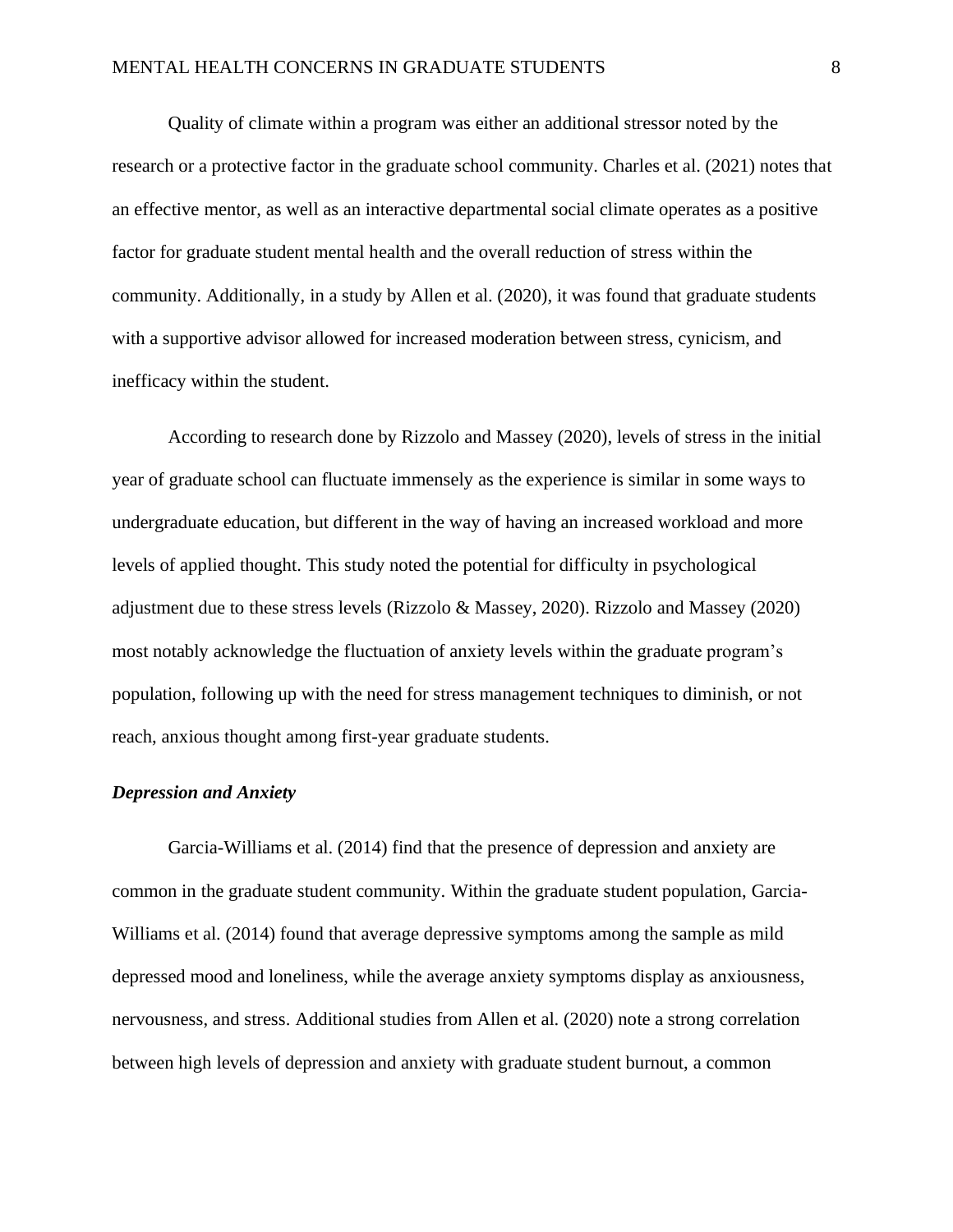Quality of climate within a program was either an additional stressor noted by the research or a protective factor in the graduate school community. Charles et al. (2021) notes that an effective mentor, as well as an interactive departmental social climate operates as a positive factor for graduate student mental health and the overall reduction of stress within the community. Additionally, in a study by Allen et al. (2020), it was found that graduate students with a supportive advisor allowed for increased moderation between stress, cynicism, and inefficacy within the student.

According to research done by Rizzolo and Massey (2020), levels of stress in the initial year of graduate school can fluctuate immensely as the experience is similar in some ways to undergraduate education, but different in the way of having an increased workload and more levels of applied thought. This study noted the potential for difficulty in psychological adjustment due to these stress levels (Rizzolo & Massey, 2020). Rizzolo and Massey (2020) most notably acknowledge the fluctuation of anxiety levels within the graduate program's population, following up with the need for stress management techniques to diminish, or not reach, anxious thought among first-year graduate students.

### *Depression and Anxiety*

Garcia-Williams et al. (2014) find that the presence of depression and anxiety are common in the graduate student community. Within the graduate student population, Garcia-Williams et al. (2014) found that average depressive symptoms among the sample as mild depressed mood and loneliness, while the average anxiety symptoms display as anxiousness, nervousness, and stress. Additional studies from Allen et al. (2020) note a strong correlation between high levels of depression and anxiety with graduate student burnout, a common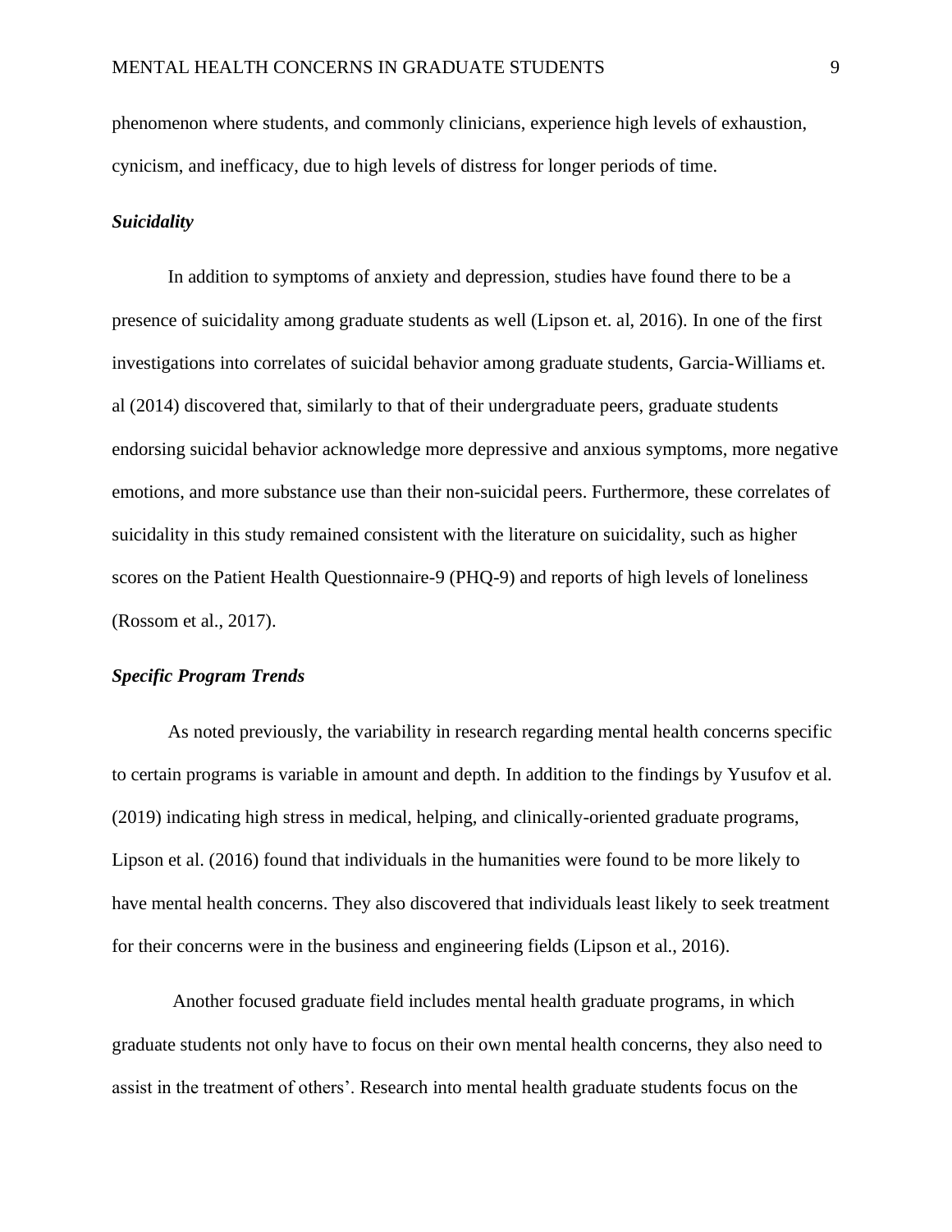phenomenon where students, and commonly clinicians, experience high levels of exhaustion, cynicism, and inefficacy, due to high levels of distress for longer periods of time.

### ***Suicidality***

In addition to symptoms of anxiety and depression, studies have found there to be a presence of suicidality among graduate students as well (Lipson et. al, 2016). In one of the first investigations into correlates of suicidal behavior among graduate students, Garcia-Williams et. al (2014) discovered that, similarly to that of their undergraduate peers, graduate students endorsing suicidal behavior acknowledge more depressive and anxious symptoms, more negative emotions, and more substance use than their non-suicidal peers. Furthermore, these correlates of suicidality in this study remained consistent with the literature on suicidality, such as higher scores on the Patient Health Questionnaire-9 (PHQ-9) and reports of high levels of loneliness (Rossom et al., 2017).

### ***Specific Program Trends***

As noted previously, the variability in research regarding mental health concerns specific to certain programs is variable in amount and depth. In addition to the findings by Yusufov et al. (2019) indicating high stress in medical, helping, and clinically-oriented graduate programs, Lipson et al. (2016) found that individuals in the humanities were found to be more likely to have mental health concerns. They also discovered that individuals least likely to seek treatment for their concerns were in the business and engineering fields (Lipson et al., 2016).

Another focused graduate field includes mental health graduate programs, in which graduate students not only have to focus on their own mental health concerns, they also need to assist in the treatment of others'. Research into mental health graduate students focus on the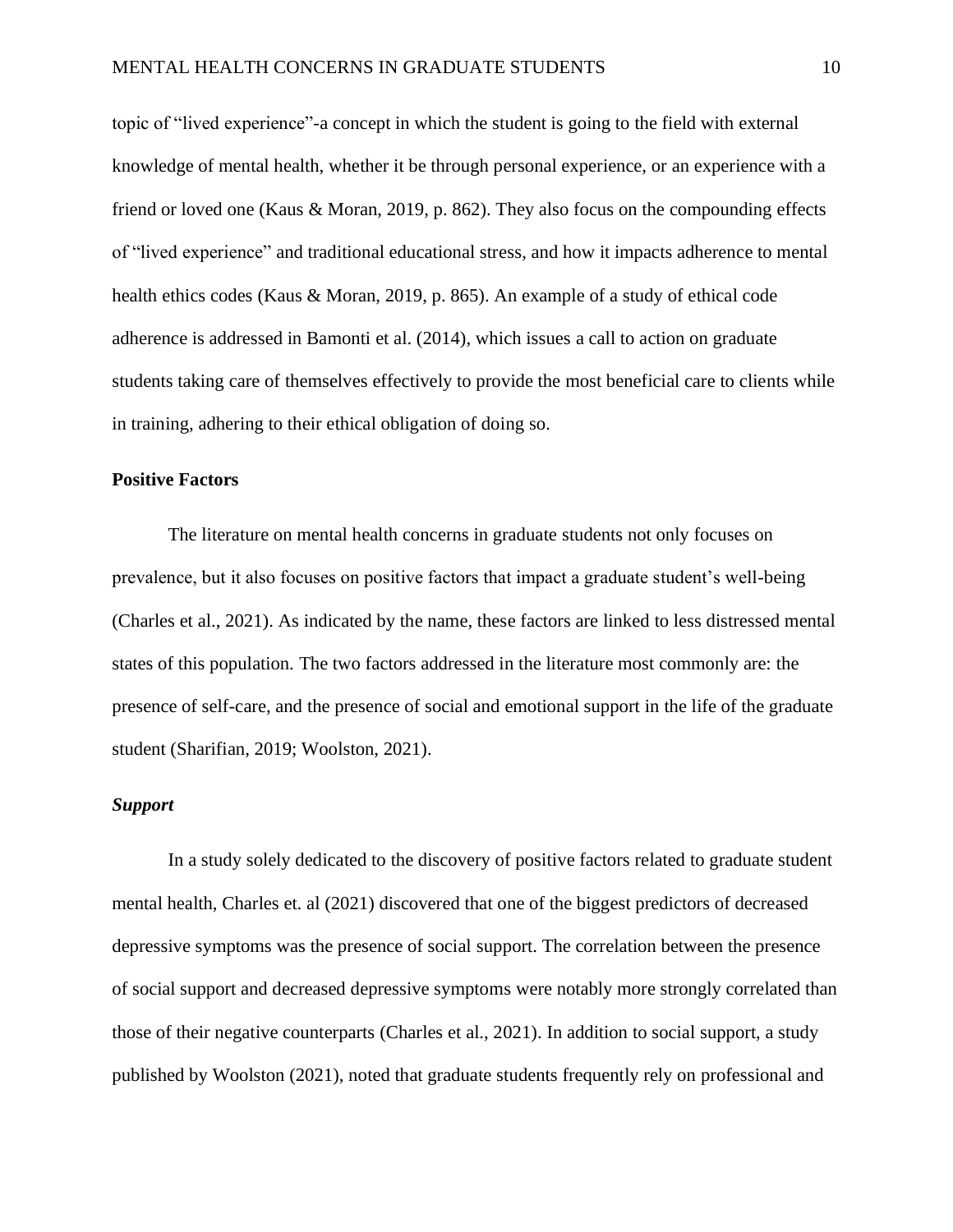topic of "lived experience"-a concept in which the student is going to the field with external knowledge of mental health, whether it be through personal experience, or an experience with a friend or loved one (Kaus & Moran, 2019, p. 862). They also focus on the compounding effects of "lived experience" and traditional educational stress, and how it impacts adherence to mental health ethics codes (Kaus & Moran, 2019, p. 865). An example of a study of ethical code adherence is addressed in Bamonti et al. (2014), which issues a call to action on graduate students taking care of themselves effectively to provide the most beneficial care to clients while in training, adhering to their ethical obligation of doing so.

## Positive Factors

The literature on mental health concerns in graduate students not only focuses on prevalence, but it also focuses on positive factors that impact a graduate student's well-being (Charles et al., 2021). As indicated by the name, these factors are linked to less distressed mental states of this population. The two factors addressed in the literature most commonly are: the presence of self-care, and the presence of social and emotional support in the life of the graduate student (Sharifian, 2019; Woolston, 2021).

### *Support*

In a study solely dedicated to the discovery of positive factors related to graduate student mental health, Charles et. al (2021) discovered that one of the biggest predictors of decreased depressive symptoms was the presence of social support. The correlation between the presence of social support and decreased depressive symptoms were notably more strongly correlated than those of their negative counterparts (Charles et al., 2021). In addition to social support, a study published by Woolston (2021), noted that graduate students frequently rely on professional and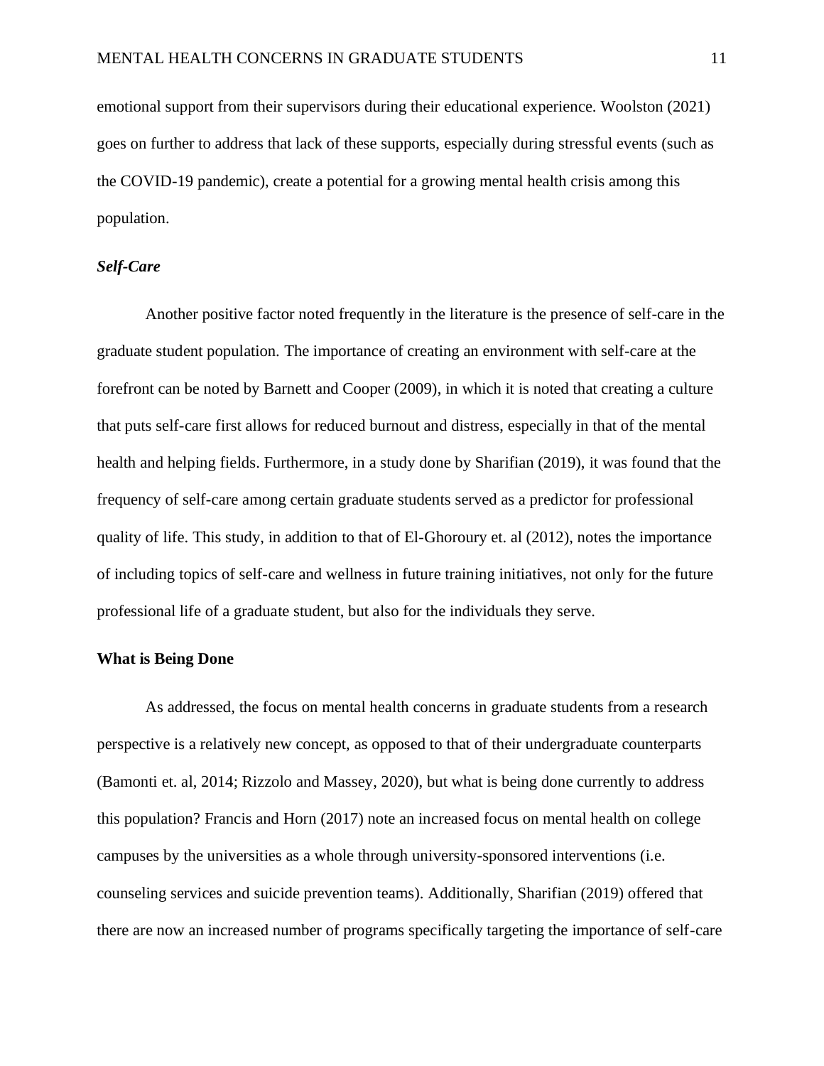emotional support from their supervisors during their educational experience. Woolston (2021) goes on further to address that lack of these supports, especially during stressful events (such as the COVID-19 pandemic), create a potential for a growing mental health crisis among this population.

### *Self-Care*

Another positive factor noted frequently in the literature is the presence of self-care in the graduate student population. The importance of creating an environment with self-care at the forefront can be noted by Barnett and Cooper (2009), in which it is noted that creating a culture that puts self-care first allows for reduced burnout and distress, especially in that of the mental health and helping fields. Furthermore, in a study done by Sharifian (2019), it was found that the frequency of self-care among certain graduate students served as a predictor for professional quality of life. This study, in addition to that of El-Ghoroury et. al (2012), notes the importance of including topics of self-care and wellness in future training initiatives, not only for the future professional life of a graduate student, but also for the individuals they serve.

## What is Being Done

As addressed, the focus on mental health concerns in graduate students from a research perspective is a relatively new concept, as opposed to that of their undergraduate counterparts (Bamonti et. al, 2014; Rizzolo and Massey, 2020), but what is being done currently to address this population? Francis and Horn (2017) note an increased focus on mental health on college campuses by the universities as a whole through university-sponsored interventions (i.e. counseling services and suicide prevention teams). Additionally, Sharifian (2019) offered that there are now an increased number of programs specifically targeting the importance of self-care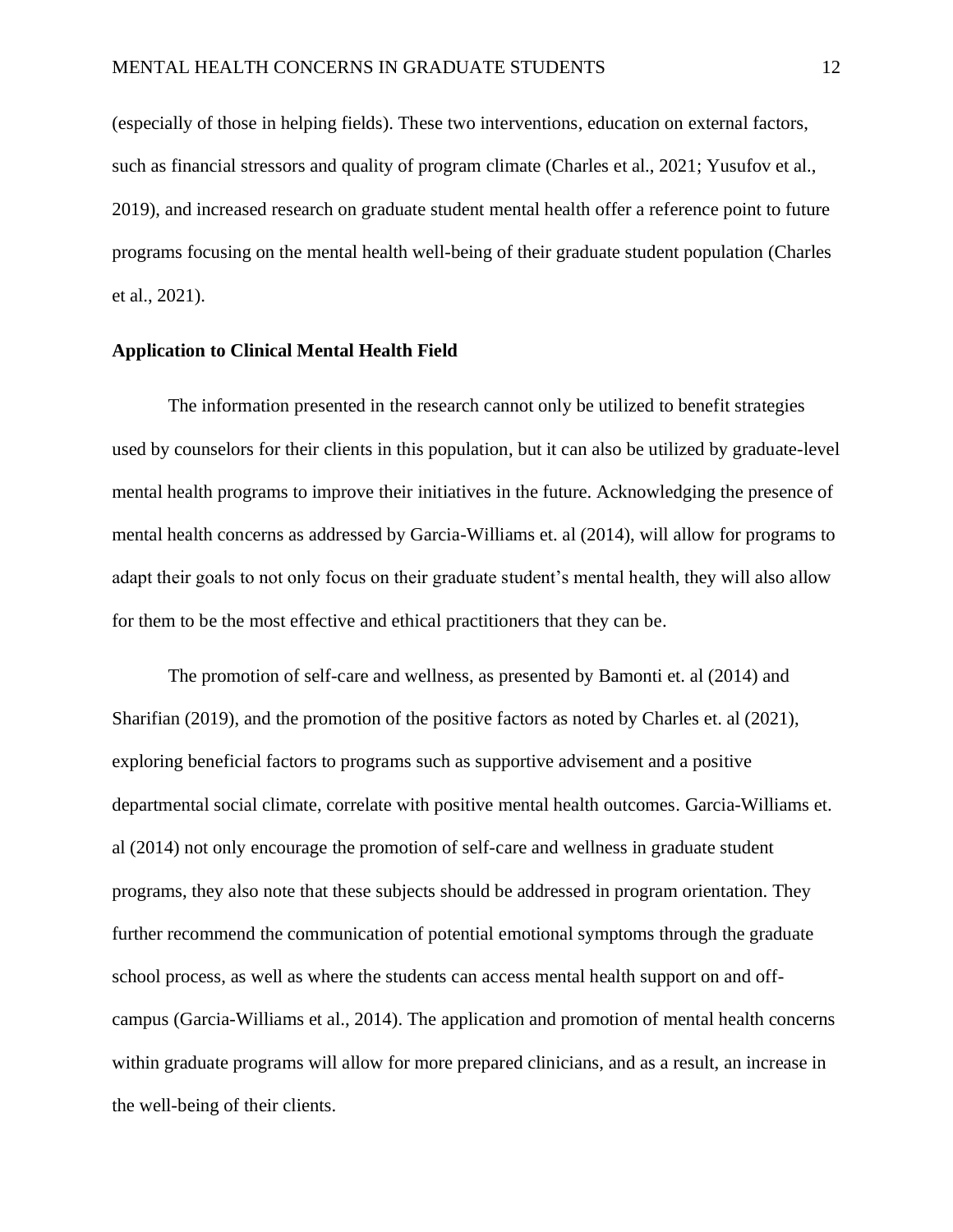(especially of those in helping fields). These two interventions, education on external factors, such as financial stressors and quality of program climate (Charles et al., 2021; Yusufov et al., 2019), and increased research on graduate student mental health offer a reference point to future programs focusing on the mental health well-being of their graduate student population (Charles et al., 2021).

## Application to Clinical Mental Health Field

The information presented in the research cannot only be utilized to benefit strategies used by counselors for their clients in this population, but it can also be utilized by graduate-level mental health programs to improve their initiatives in the future. Acknowledging the presence of mental health concerns as addressed by Garcia-Williams et. al (2014), will allow for programs to adapt their goals to not only focus on their graduate student's mental health, they will also allow for them to be the most effective and ethical practitioners that they can be.

The promotion of self-care and wellness, as presented by Bamonti et. al (2014) and Sharifian (2019), and the promotion of the positive factors as noted by Charles et. al (2021), exploring beneficial factors to programs such as supportive advisement and a positive departmental social climate, correlate with positive mental health outcomes. Garcia-Williams et. al (2014) not only encourage the promotion of self-care and wellness in graduate student programs, they also note that these subjects should be addressed in program orientation. They further recommend the communication of potential emotional symptoms through the graduate school process, as well as where the students can access mental health support on and off-campus (Garcia-Williams et al., 2014). The application and promotion of mental health concerns within graduate programs will allow for more prepared clinicians, and as a result, an increase in the well-being of their clients.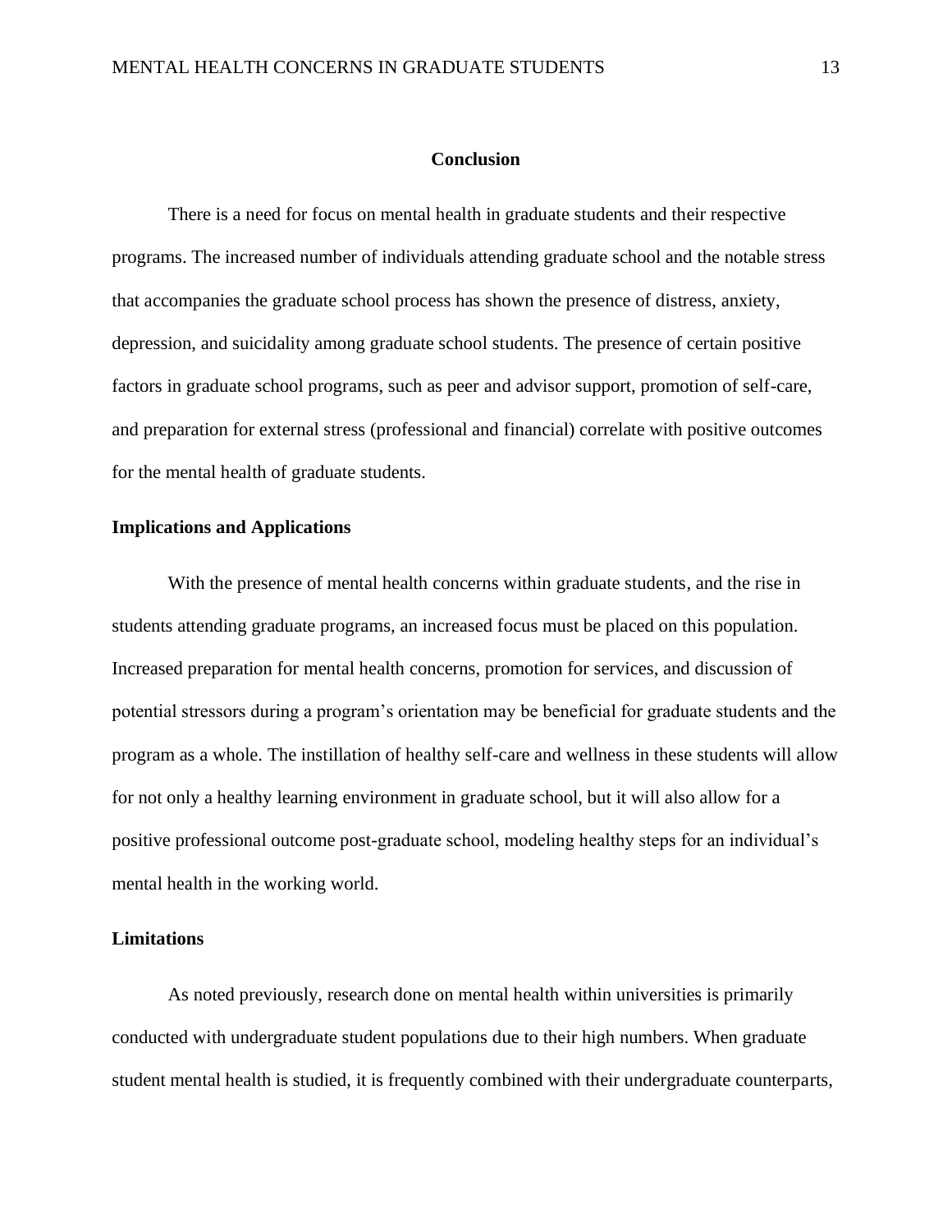# Conclusion

There is a need for focus on mental health in graduate students and their respective programs. The increased number of individuals attending graduate school and the notable stress that accompanies the graduate school process has shown the presence of distress, anxiety, depression, and suicidality among graduate school students. The presence of certain positive factors in graduate school programs, such as peer and advisor support, promotion of self-care, and preparation for external stress (professional and financial) correlate with positive outcomes for the mental health of graduate students.

## Implications and Applications

With the presence of mental health concerns within graduate students, and the rise in students attending graduate programs, an increased focus must be placed on this population. Increased preparation for mental health concerns, promotion for services, and discussion of potential stressors during a program's orientation may be beneficial for graduate students and the program as a whole. The instillation of healthy self-care and wellness in these students will allow for not only a healthy learning environment in graduate school, but it will also allow for a positive professional outcome post-graduate school, modeling healthy steps for an individual's mental health in the working world.

## Limitations

As noted previously, research done on mental health within universities is primarily conducted with undergraduate student populations due to their high numbers. When graduate student mental health is studied, it is frequently combined with their undergraduate counterparts,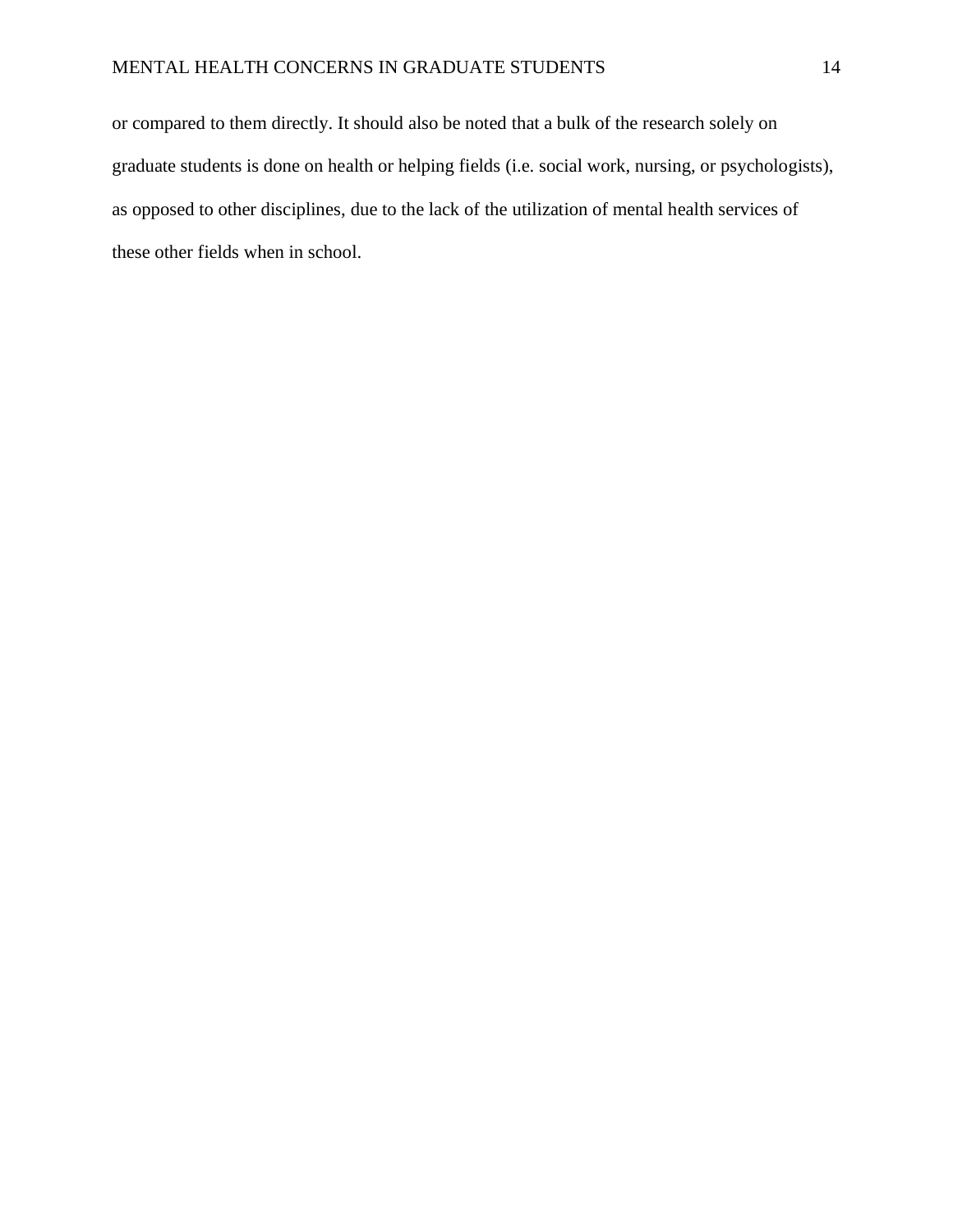or compared to them directly. It should also be noted that a bulk of the research solely on graduate students is done on health or helping fields (i.e. social work, nursing, or psychologists), as opposed to other disciplines, due to the lack of the utilization of mental health services of these other fields when in school.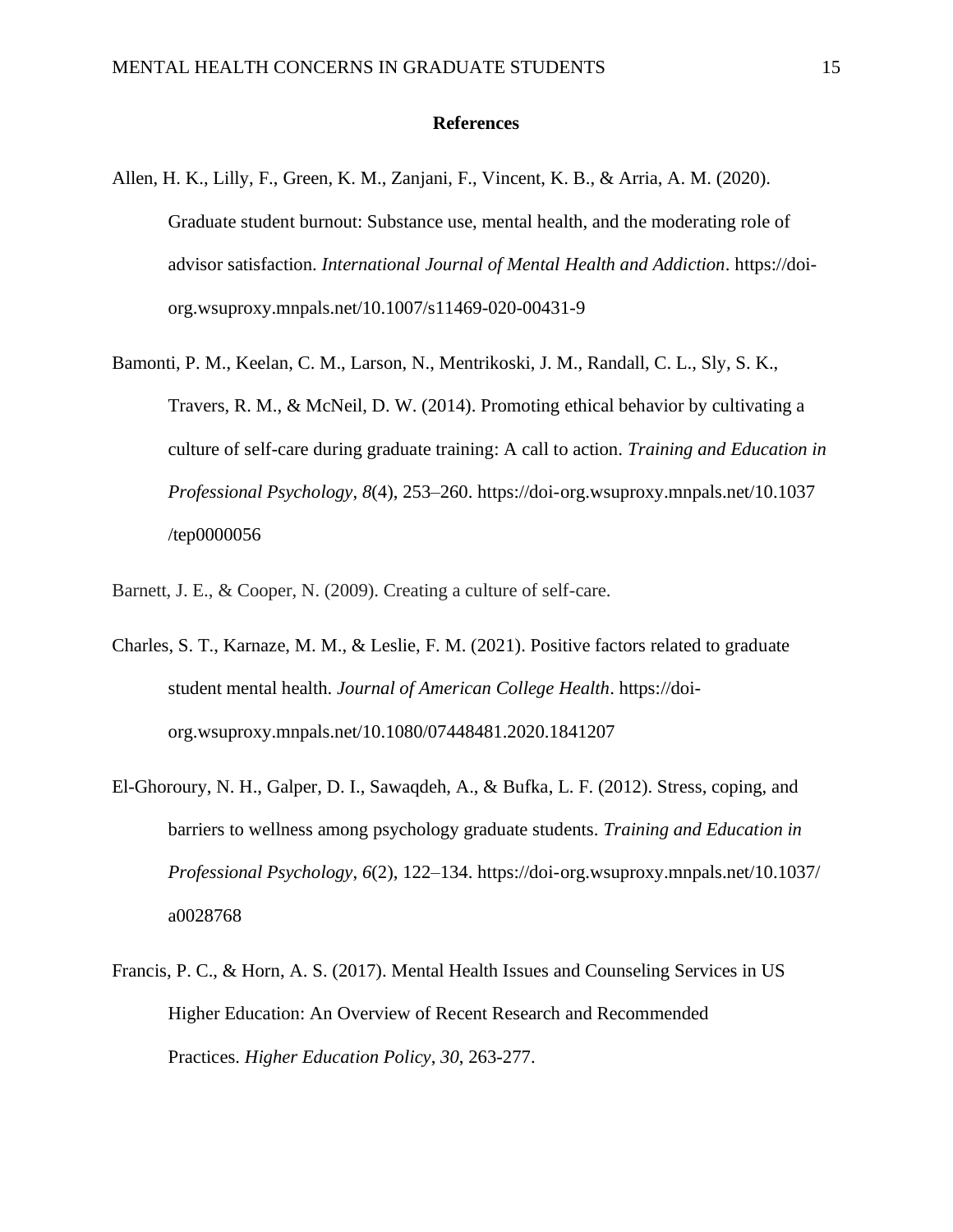# References

Allen, H. K., Lilly, F., Green, K. M., Zanjani, F., Vincent, K. B., & Arria, A. M. (2020). Graduate student burnout: Substance use, mental health, and the moderating role of advisor satisfaction. *International Journal of Mental Health and Addiction*. https://doi-org.wsuproxy.mnpals.net/10.1007/s11469-020-00431-9

Bamonti, P. M., Keelan, C. M., Larson, N., Mentrikoski, J. M., Randall, C. L., Sly, S. K., Travers, R. M., & McNeil, D. W. (2014). Promoting ethical behavior by cultivating a culture of self-care during graduate training: A call to action. *Training and Education in Professional Psychology*, *8*(4), 253–260. https://doi-org.wsuproxy.mnpals.net/10.1037/tep0000056

Barnett, J. E., & Cooper, N. (2009). Creating a culture of self-care.

Charles, S. T., Karnaze, M. M., & Leslie, F. M. (2021). Positive factors related to graduate student mental health. *Journal of American College Health*. https://doi-org.wsuproxy.mnpals.net/10.1080/07448481.2020.1841207

El-Ghoroury, N. H., Galper, D. I., Sawaqdeh, A., & Bufka, L. F. (2012). Stress, coping, and barriers to wellness among psychology graduate students. *Training and Education in Professional Psychology*, *6*(2), 122–134. https://doi-org.wsuproxy.mnpals.net/10.1037/a0028768

Francis, P. C., & Horn, A. S. (2017). Mental Health Issues and Counseling Services in US Higher Education: An Overview of Recent Research and Recommended Practices. *Higher Education Policy*, *30*, 263-277.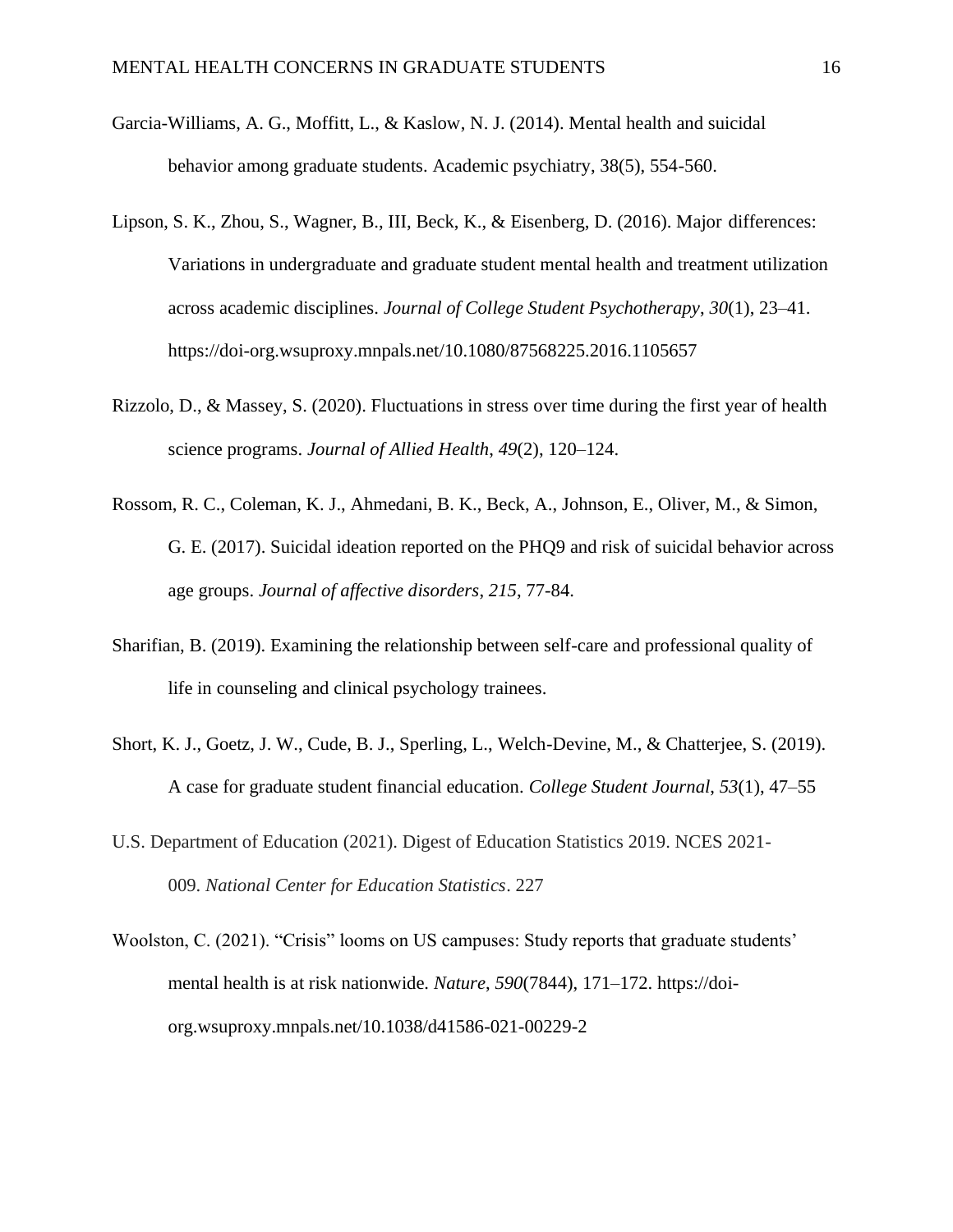Garcia-Williams, A. G., Moffitt, L., & Kaslow, N. J. (2014). Mental health and suicidal behavior among graduate students. Academic psychiatry, 38(5), 554-560.

Lipson, S. K., Zhou, S., Wagner, B., III, Beck, K., & Eisenberg, D. (2016). Major differences: Variations in undergraduate and graduate student mental health and treatment utilization across academic disciplines. *Journal of College Student Psychotherapy*, *30*(1), 23–41. https://doi-org.wsuproxy.mnpals.net/10.1080/87568225.2016.1105657

Rizzolo, D., & Massey, S. (2020). Fluctuations in stress over time during the first year of health science programs. *Journal of Allied Health*, *49*(2), 120–124.

Rossom, R. C., Coleman, K. J., Ahmedani, B. K., Beck, A., Johnson, E., Oliver, M., & Simon, G. E. (2017). Suicidal ideation reported on the PHQ9 and risk of suicidal behavior across age groups. *Journal of affective disorders*, *215*, 77-84.

Sharifian, B. (2019). Examining the relationship between self-care and professional quality of life in counseling and clinical psychology trainees.

Short, K. J., Goetz, J. W., Cude, B. J., Sperling, L., Welch-Devine, M., & Chatterjee, S. (2019). A case for graduate student financial education. *College Student Journal*, *53*(1), 47–55

U.S. Department of Education (2021). Digest of Education Statistics 2019. NCES 2021-009. *National Center for Education Statistics*. 227

Woolston, C. (2021). "Crisis" looms on US campuses: Study reports that graduate students' mental health is at risk nationwide. *Nature*, *590*(7844), 171–172. https://doi-org.wsuproxy.mnpals.net/10.1038/d41586-021-00229-2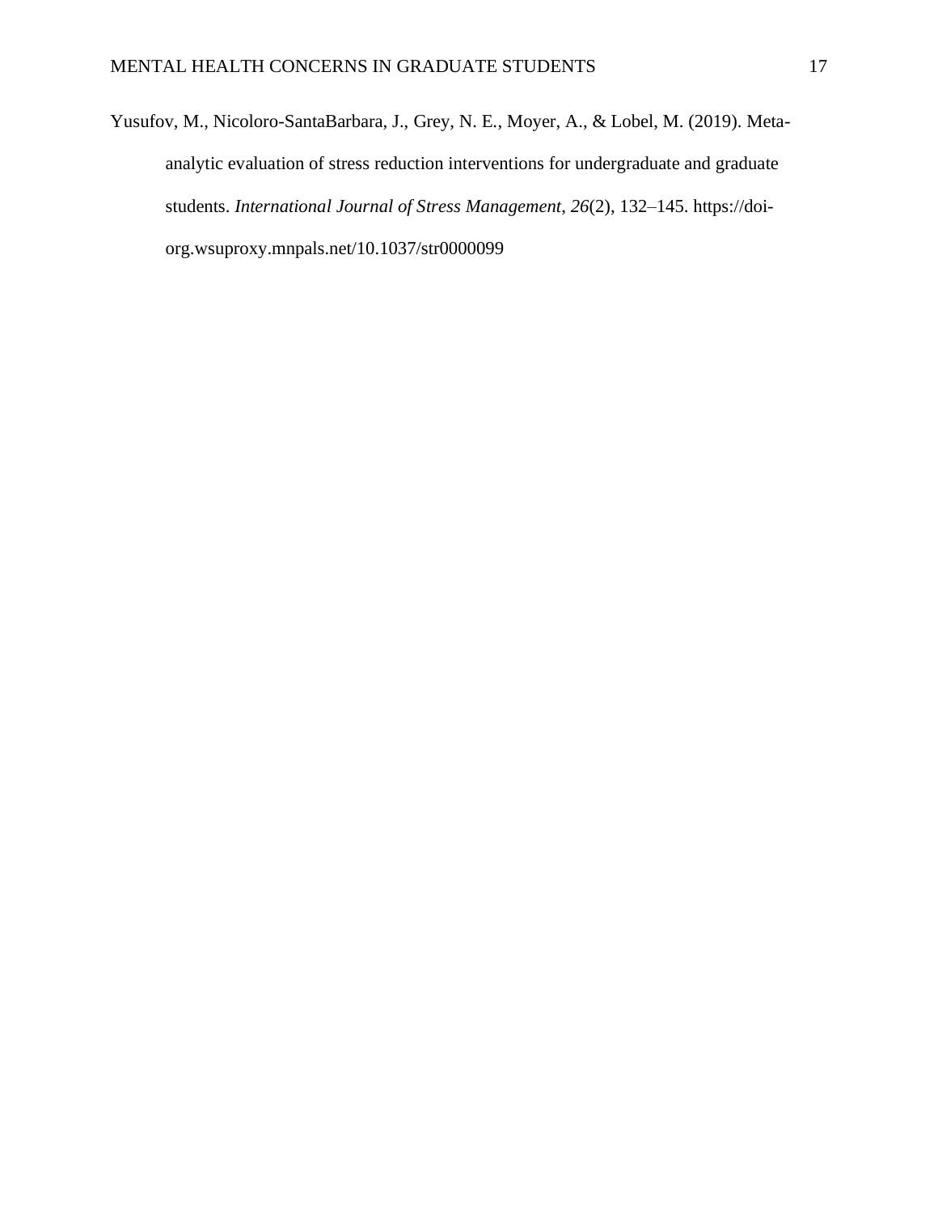Yusufov, M., Nicoloro-SantaBarbara, J., Grey, N. E., Moyer, A., & Lobel, M. (2019). Meta-analytic evaluation of stress reduction interventions for undergraduate and graduate students. *International Journal of Stress Management*, *26*(2), 132–145. https://doi-org.wsuproxy.mnpals.net/10.1037/str0000099